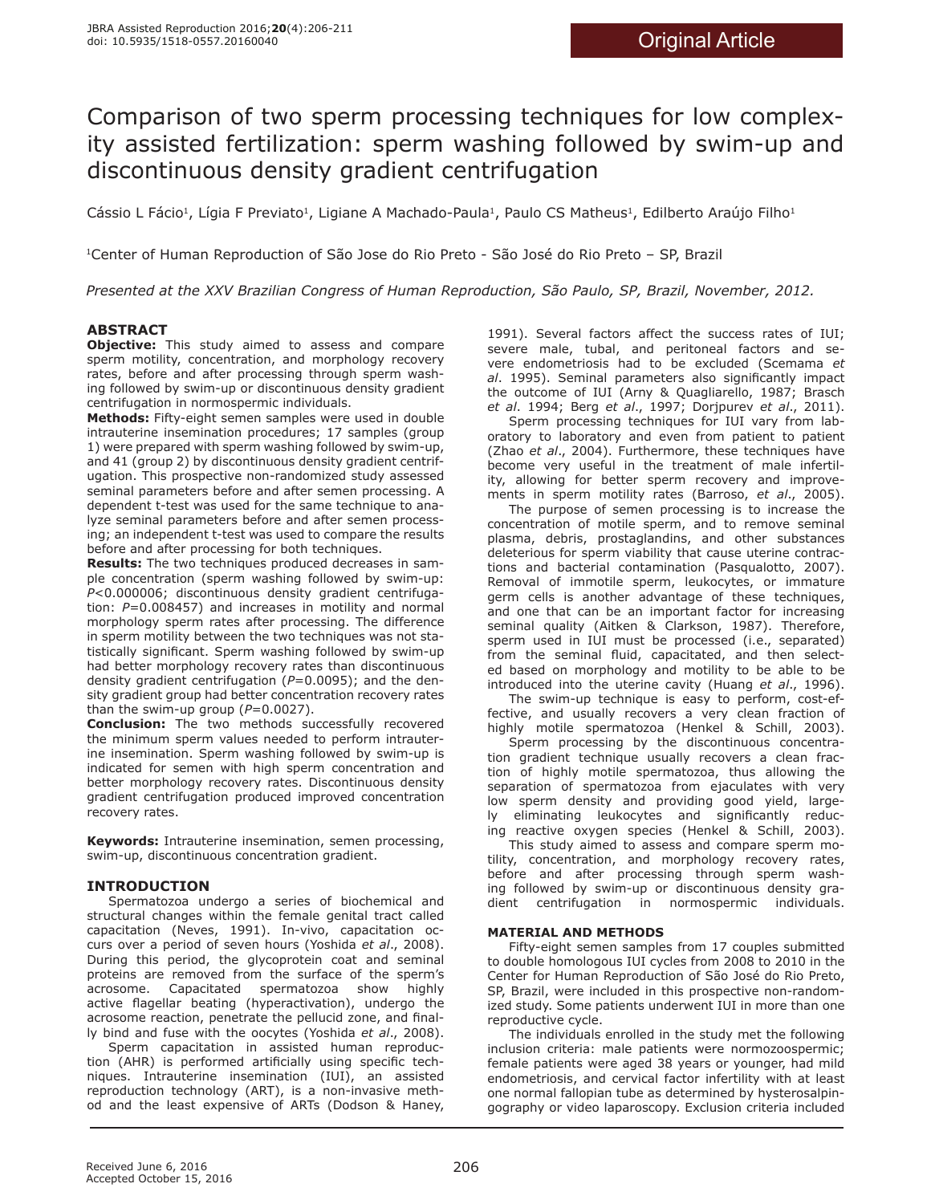Original Article

# Comparison of two sperm processing techniques for low complexity assisted fertilization: sperm washing followed by swim-up and discontinuous density gradient centrifugation

Cássio L Fácio[1], Lígia F Previato[1], Ligiane A Machado-Paula[1], Paulo CS Matheus[1], Edilberto Araújo Filho[1]

[1]Center of Human Reproduction of São Jose do Rio Preto - São José do Rio Preto – SP, Brazil

*Presented at the XXV Brazilian Congress of Human Reproduction, São Paulo, SP, Brazil, November, 2012.*

## ABSTRACT

**Objective:** This study aimed to assess and compare sperm motility, concentration, and morphology recovery rates, before and after processing through sperm washing followed by swim-up or discontinuous density gradient centrifugation in normospermic individuals.

**Methods:** Fifty-eight semen samples were used in double intrauterine insemination procedures; 17 samples (group 1) were prepared with sperm washing followed by swim-up, and 41 (group 2) by discontinuous density gradient centrifugation. This prospective non-randomized study assessed seminal parameters before and after semen processing. A dependent t-test was used for the same technique to analyze seminal parameters before and after semen processing; an independent t-test was used to compare the results before and after processing for both techniques.

**Results:** The two techniques produced decreases in sample concentration (sperm washing followed by swim-up: $P<0.000006$; discontinuous density gradient centrifugation: $P=0.008457$) and increases in motility and normal morphology sperm rates after processing. The difference in sperm motility between the two techniques was not statistically significant. Sperm washing followed by swim-up had better morphology recovery rates than discontinuous density gradient centrifugation ($P=0.0095$); and the density gradient group had better concentration recovery rates than the swim-up group ($P=0.0027$).

**Conclusion:** The two methods successfully recovered the minimum sperm values needed to perform intrauterine insemination. Sperm washing followed by swim-up is indicated for semen with high sperm concentration and better morphology recovery rates. Discontinuous density gradient centrifugation produced improved concentration recovery rates.

**Keywords:** Intrauterine insemination, semen processing, swim-up, discontinuous concentration gradient.

## INTRODUCTION

Spermatozoa undergo a series of biochemical and structural changes within the female genital tract called capacitation (Neves, 1991). In-vivo, capacitation occurs over a period of seven hours (Yoshida *et al*., 2008). During this period, the glycoprotein coat and seminal proteins are removed from the surface of the sperm's acrosome. Capacitated spermatozoa show highly active flagellar beating (hyperactivation), undergo the acrosome reaction, penetrate the pellucid zone, and finally bind and fuse with the oocytes (Yoshida *et al*., 2008).

Sperm capacitation in assisted human reproduction (AHR) is performed artificially using specific techniques. Intrauterine insemination (IUI), an assisted reproduction technology (ART), is a non-invasive method and the least expensive of ARTs (Dodson & Haney, 1991). Several factors affect the success rates of IUI; severe male, tubal, and peritoneal factors and severe endometriosis had to be excluded (Scemama *et al*. 1995). Seminal parameters also significantly impact the outcome of IUI (Arny & Quagliarello, 1987; Brasch *et al*. 1994; Berg *et al*., 1997; Dorjpurev *et al*., 2011).

Sperm processing techniques for IUI vary from laboratory to laboratory and even from patient to patient (Zhao *et al*., 2004). Furthermore, these techniques have become very useful in the treatment of male infertility, allowing for better sperm recovery and improvements in sperm motility rates (Barroso, *et al*., 2005).

The purpose of semen processing is to increase the concentration of motile sperm, and to remove seminal plasma, debris, prostaglandins, and other substances deleterious for sperm viability that cause uterine contractions and bacterial contamination (Pasqualotto, 2007). Removal of immotile sperm, leukocytes, or immature germ cells is another advantage of these techniques, and one that can be an important factor for increasing seminal quality (Aitken & Clarkson, 1987). Therefore, sperm used in IUI must be processed (i.e., separated) from the seminal fluid, capacitated, and then selected based on morphology and motility to be able to be introduced into the uterine cavity (Huang *et al*., 1996).

The swim-up technique is easy to perform, cost-effective, and usually recovers a very clean fraction of highly motile spermatozoa (Henkel & Schill, 2003).

Sperm processing by the discontinuous concentration gradient technique usually recovers a clean fraction of highly motile spermatozoa, thus allowing the separation of spermatozoa from ejaculates with very low sperm density and providing good yield, largely eliminating leukocytes and significantly reducing reactive oxygen species (Henkel & Schill, 2003).

This study aimed to assess and compare sperm motility, concentration, and morphology recovery rates, before and after processing through sperm washing followed by swim-up or discontinuous density gradient centrifugation in normospermic individuals.

## MATERIAL AND METHODS

Fifty-eight semen samples from 17 couples submitted to double homologous IUI cycles from 2008 to 2010 in the Center for Human Reproduction of São José do Rio Preto, SP, Brazil, were included in this prospective non-randomized study. Some patients underwent IUI in more than one reproductive cycle.

The individuals enrolled in the study met the following inclusion criteria: male patients were normozoospermic; female patients were aged 38 years or younger, had mild endometriosis, and cervical factor infertility with at least one normal fallopian tube as determined by hysterosalpingography or video laparoscopy. Exclusion criteria included

Received June 6, 2016
Accepted October 15, 2016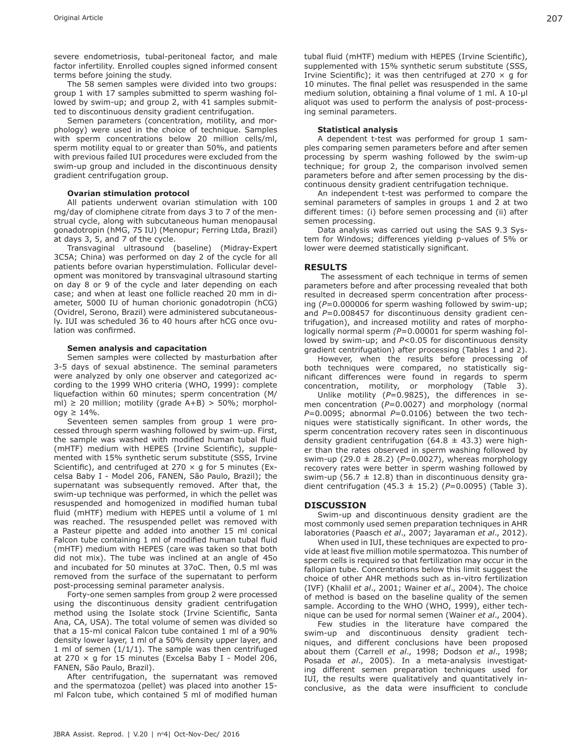severe endometriosis, tubal-peritoneal factor, and male factor infertility. Enrolled couples signed informed consent terms before joining the study.

The 58 semen samples were divided into two groups: group 1 with 17 samples submitted to sperm washing followed by swim-up; and group 2, with 41 samples submitted to discontinuous density gradient centrifugation.

Semen parameters (concentration, motility, and morphology) were used in the choice of technique. Samples with sperm concentrations below 20 million cells/ml, sperm motility equal to or greater than 50%, and patients with previous failed IUI procedures were excluded from the swim-up group and included in the discontinuous density gradient centrifugation group.

#### Ovarian stimulation protocol

All patients underwent ovarian stimulation with 100 mg/day of clomiphene citrate from days 3 to 7 of the menstrual cycle, along with subcutaneous human menopausal gonadotropin (hMG, 75 IU) (Menopur; Ferring Ltda, Brazil) at days 3, 5, and 7 of the cycle.

Transvaginal ultrasound (baseline) (Midray-Expert 3C5A; China) was performed on day 2 of the cycle for all patients before ovarian hyperstimulation. Follicular development was monitored by transvaginal ultrasound starting on day 8 or 9 of the cycle and later depending on each case; and when at least one follicle reached 20 mm in diameter, 5000 IU of human chorionic gonadotropin (hCG) (Ovidrel, Serono, Brazil) were administered subcutaneously. IUI was scheduled 36 to 40 hours after hCG once ovulation was confirmed.

#### Semen analysis and capacitation

Semen samples were collected by masturbation after 3-5 days of sexual abstinence. The seminal parameters were analyzed by only one observer and categorized according to the 1999 WHO criteria (WHO, 1999): complete liquefaction within 60 minutes; sperm concentration (M/ml) ≥ 20 million; motility (grade A+B) > 50%; morphology ≥ 14%.

Seventeen semen samples from group 1 were processed through sperm washing followed by swim-up. First, the sample was washed with modified human tubal fluid (mHTF) medium with HEPES (Irvine Scientific), supplemented with 15% synthetic serum substitute (SSS, Irvine Scientific), and centrifuged at 270 × g for 5 minutes (Excelsa Baby I - Model 206, FANEN, São Paulo, Brazil); the supernatant was subsequently removed. After that, the swim-up technique was performed, in which the pellet was resuspended and homogenized in modified human tubal fluid (mHTF) medium with HEPES until a volume of 1 ml was reached. The resuspended pellet was removed with a Pasteur pipette and added into another 15 ml conical Falcon tube containing 1 ml of modified human tubal fluid (mHTF) medium with HEPES (care was taken so that both did not mix). The tube was inclined at an angle of 45o and incubated for 50 minutes at 37oC. Then, 0.5 ml was removed from the surface of the supernatant to perform post-processing seminal parameter analysis.

Forty-one semen samples from group 2 were processed using the discontinuous density gradient centrifugation method using the Isolate stock (Irvine Scientific, Santa Ana, CA, USA). The total volume of semen was divided so that a 15-ml conical Falcon tube contained 1 ml of a 90% density lower layer, 1 ml of a 50% density upper layer, and 1 ml of semen (1/1/1). The sample was then centrifuged at 270 × g for 15 minutes (Excelsa Baby I - Model 206, FANEN, São Paulo, Brazil).

After centrifugation, the supernatant was removed and the spermatozoa (pellet) was placed into another 15-ml Falcon tube, which contained 5 ml of modified human tubal fluid (mHTF) medium with HEPES (Irvine Scientific), supplemented with 15% synthetic serum substitute (SSS, Irvine Scientific); it was then centrifuged at 270 × g for 10 minutes. The final pellet was resuspended in the same medium solution, obtaining a final volume of 1 ml. A 10-µl aliquot was used to perform the analysis of post-processing seminal parameters.

#### Statistical analysis

A dependent t-test was performed for group 1 samples comparing semen parameters before and after semen processing by sperm washing followed by the swim-up technique; for group 2, the comparison involved semen parameters before and after semen processing by the discontinuous density gradient centrifugation technique.

An independent t-test was performed to compare the seminal parameters of samples in groups 1 and 2 at two different times: (i) before semen processing and (ii) after semen processing.

Data analysis was carried out using the SAS 9.3 System for Windows; differences yielding p-values of 5% or lower were deemed statistically significant.

## RESULTS

The assessment of each technique in terms of semen parameters before and after processing revealed that both resulted in decreased sperm concentration after processing ($P$=0.000006 for sperm washing followed by swim-up; and $P$=0.008457 for discontinuous density gradient centrifugation), and increased motility and rates of morphologically normal sperm ($P$=0.00001 for sperm washing followed by swim-up; and $P<0.05$ for discontinuous density gradient centrifugation) after processing (Tables 1 and 2).

However, when the results before processing of both techniques were compared, no statistically significant differences were found in regards to sperm concentration, motility, or morphology (Table 3).

Unlike motility ($P$=0.9825), the differences in semen concentration ($P$=0.0027) and morphology (normal $P$=0.0095; abnormal $P$=0.0106) between the two techniques were statistically significant. In other words, the sperm concentration recovery rates seen in discontinuous density gradient centrifugation (64.8 ± 43.3) were higher than the rates observed in sperm washing followed by swim-up (29.0 ± 28.2) ($P$=0.0027), whereas morphology recovery rates were better in sperm washing followed by swim-up (56.7 ± 12.8) than in discontinuous density gradient centrifugation (45.3 ± 15.2) ($P$=0.0095) (Table 3).

## DISCUSSION

Swim-up and discontinuous density gradient are the most commonly used semen preparation techniques in AHR laboratories (Paasch *et al*., 2007; Jayaraman *et al*., 2012).

When used in IUI, these techniques are expected to provide at least five million motile spermatozoa. This number of sperm cells is required so that fertilization may occur in the fallopian tube. Concentrations below this limit suggest the choice of other AHR methods such as in-vitro fertilization (IVF) (Khalil *et al*., 2001; Wainer *et al*., 2004). The choice of method is based on the baseline quality of the semen sample. According to the WHO (WHO, 1999), either technique can be used for normal semen (Wainer *et al*., 2004).

Few studies in the literature have compared the swim-up and discontinuous density gradient techniques, and different conclusions have been proposed about them (Carrell *et al*., 1998; Dodson *et al*., 1998; Posada *et al*., 2005). In a meta-analysis investigating different semen preparation techniques used for IUI, the results were qualitatively and quantitatively inconclusive, as the data were insufficient to conclude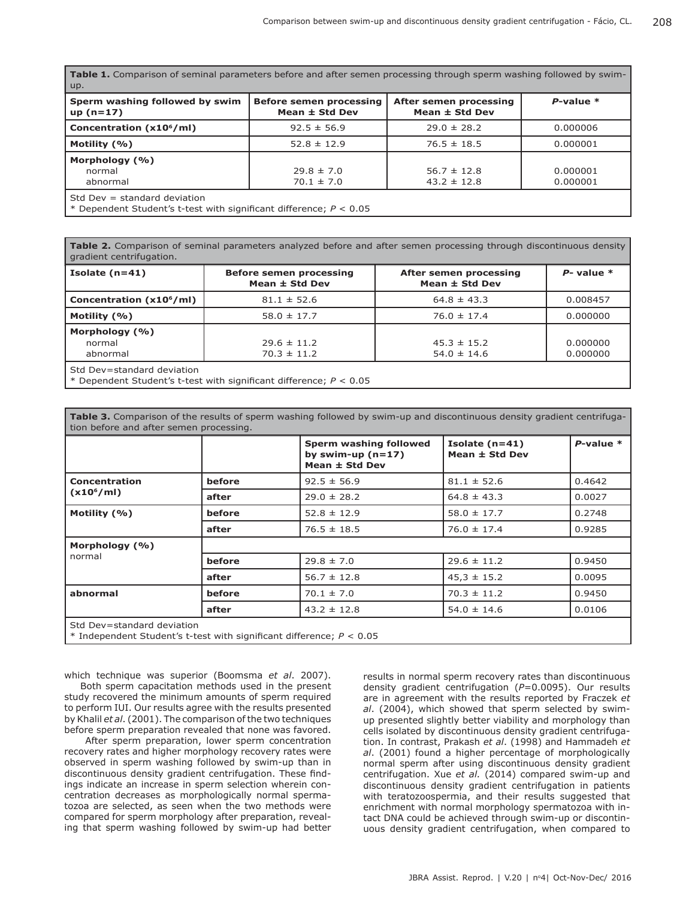**Table 1.** Comparison of seminal parameters before and after semen processing through sperm washing followed by swim-up.

| Sperm washing followed by swim up (n=17) | Before semen processing Mean ± Std Dev | After semen processing Mean ± Std Dev | *P*-value * |
|---|---|---|---|
| **Concentration ($x10^6$/ml)** | 92.5 ± 56.9 | 29.0 ± 28.2 | 0.000006 |
| **Motility (%)** | 52.8 ± 12.9 | 76.5 ± 18.5 | 0.000001 |
| **Morphology (%)** | | | |
| normal | 29.8 ± 7.0 | 56.7 ± 12.8 | 0.000001 |
| abnormal | 70.1 ± 7.0 | 43.2 ± 12.8 | 0.000001 |

Std Dev = standard deviation
* Dependent Student's t-test with significant difference; $P < 0.05$

**Table 2.** Comparison of seminal parameters analyzed before and after semen processing through discontinuous density gradient centrifugation.

| Isolate (n=41) | Before semen processing Mean ± Std Dev | After semen processing Mean ± Std Dev | *P*- value * |
|---|---|---|---|
| **Concentration ($x10^6$/ml)** | 81.1 ± 52.6 | 64.8 ± 43.3 | 0.008457 |
| **Motility (%)** | 58.0 ± 17.7 | 76.0 ± 17.4 | 0.000000 |
| **Morphology (%)** | | | |
| normal | 29.6 ± 11.2 | 45.3 ± 15.2 | 0.000000 |
| abnormal | 70.3 ± 11.2 | 54.0 ± 14.6 | 0.000000 |

Std Dev=standard deviation
* Dependent Student's t-test with significant difference; $P < 0.05$

**Table 3.** Comparison of the results of sperm washing followed by swim-up and discontinuous density gradient centrifugation before and after semen processing.

| | | Sperm washing followed by swim-up (n=17) Mean ± Std Dev | Isolate (n=41) Mean ± Std Dev | *P*-value * |
|---|---|---|---|---|
| **Concentration ($x10^6$/ml)** | **before** | 92.5 ± 56.9 | 81.1 ± 52.6 | 0.4642 |
| | **after** | 29.0 ± 28.2 | 64.8 ± 43.3 | 0.0027 |
| **Motility (%)** | **before** | 52.8 ± 12.9 | 58.0 ± 17.7 | 0.2748 |
| | **after** | 76.5 ± 18.5 | 76.0 ± 17.4 | 0.9285 |
| **Morphology (%)** normal | | | | |
| | **before** | 29.8 ± 7.0 | 29.6 ± 11.2 | 0.9450 |
| | **after** | 56.7 ± 12.8 | 45,3 ± 15.2 | 0.0095 |
| **abnormal** | **before** | 70.1 ± 7.0 | 70.3 ± 11.2 | 0.9450 |
| | **after** | 43.2 ± 12.8 | 54.0 ± 14.6 | 0.0106 |

Std Dev=standard deviation
* Independent Student's t-test with significant difference; $P < 0.05$

which technique was superior (Boomsma *et al*. 2007).

Both sperm capacitation methods used in the present study recovered the minimum amounts of sperm required to perform IUI. Our results agree with the results presented by Khalil *et al*. (2001). The comparison of the two techniques before sperm preparation revealed that none was favored.

After sperm preparation, lower sperm concentration recovery rates and higher morphology recovery rates were observed in sperm washing followed by swim-up than in discontinuous density gradient centrifugation. These findings indicate an increase in sperm selection wherein concentration decreases as morphologically normal spermatozoa are selected, as seen when the two methods were compared for sperm morphology after preparation, revealing that sperm washing followed by swim-up had better results in normal sperm recovery rates than discontinuous density gradient centrifugation ($P$=0.0095). Our results are in agreement with the results reported by Fraczek *et al*. (2004), which showed that sperm selected by swim-up presented slightly better viability and morphology than cells isolated by discontinuous density gradient centrifugation. In contrast, Prakash *et al*. (1998) and Hammadeh *et al*. (2001) found a higher percentage of morphologically normal sperm after using discontinuous density gradient centrifugation. Xue *et al.* (2014) compared swim-up and discontinuous density gradient centrifugation in patients with teratozoospermia, and their results suggested that enrichment with normal morphology spermatozoa with intact DNA could be achieved through swim-up or discontinuous density gradient centrifugation, when compared to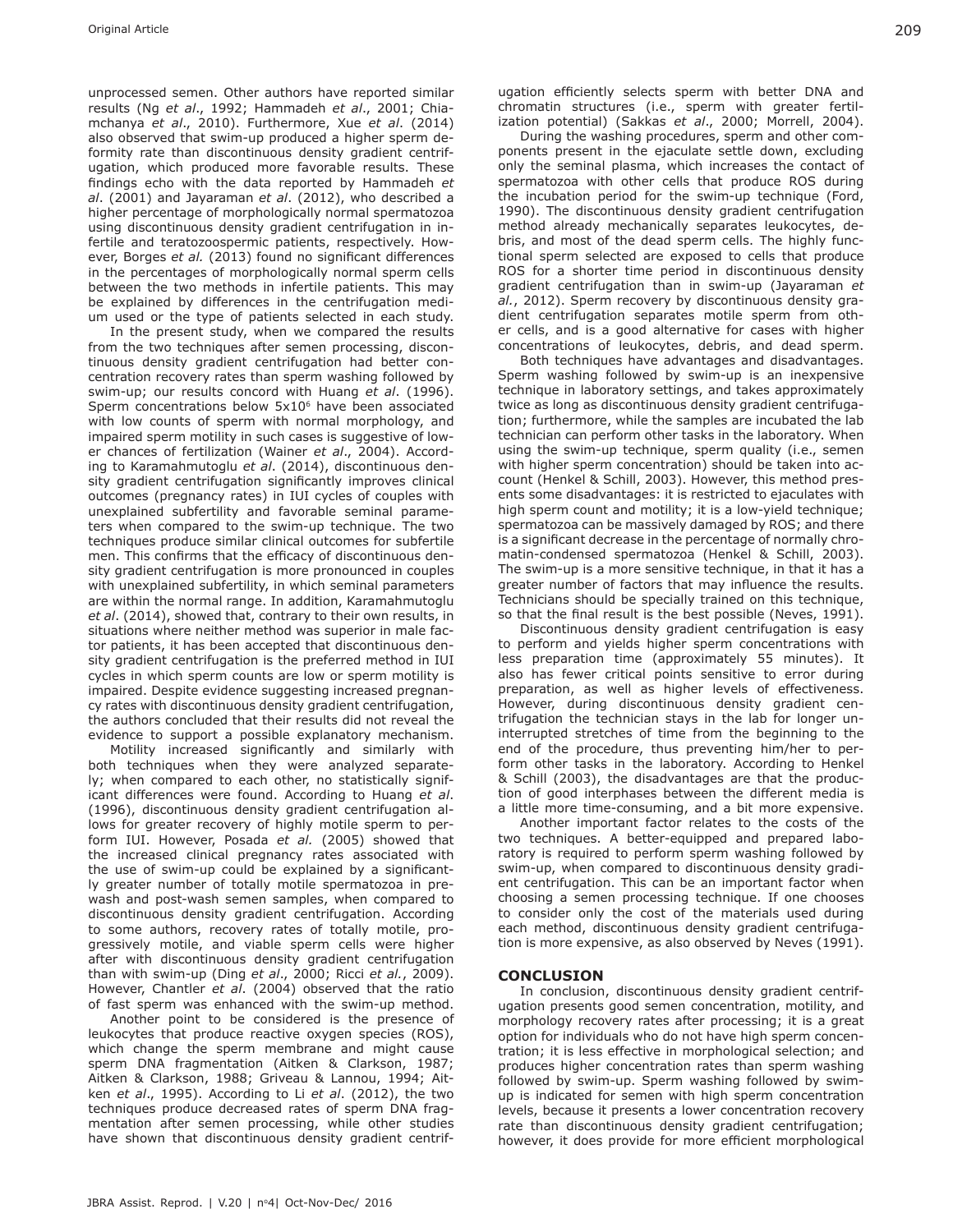unprocessed semen. Other authors have reported similar results (Ng *et al*., 1992; Hammadeh *et al*., 2001; Chiamchanya *et al*., 2010). Furthermore, Xue *et al*. (2014) also observed that swim-up produced a higher sperm deformity rate than discontinuous density gradient centrifugation, which produced more favorable results. These findings echo with the data reported by Hammadeh *et al*. (2001) and Jayaraman *et al*. (2012), who described a higher percentage of morphologically normal spermatozoa using discontinuous density gradient centrifugation in infertile and teratozoospermic patients, respectively. However, Borges *et al.* (2013) found no significant differences in the percentages of morphologically normal sperm cells between the two methods in infertile patients. This may be explained by differences in the centrifugation medium used or the type of patients selected in each study.

In the present study, when we compared the results from the two techniques after semen processing, discontinuous density gradient centrifugation had better concentration recovery rates than sperm washing followed by swim-up; our results concord with Huang *et al*. (1996). Sperm concentrations below $5 \times 10^6$ have been associated with low counts of sperm with normal morphology, and impaired sperm motility in such cases is suggestive of lower chances of fertilization (Wainer *et al*., 2004). According to Karamahmutoglu *et al*. (2014), discontinuous density gradient centrifugation significantly improves clinical outcomes (pregnancy rates) in IUI cycles of couples with unexplained subfertility and favorable seminal parameters when compared to the swim-up technique. The two techniques produce similar clinical outcomes for subfertile men. This confirms that the efficacy of discontinuous density gradient centrifugation is more pronounced in couples with unexplained subfertility, in which seminal parameters are within the normal range. In addition, Karamahmutoglu *et al*. (2014), showed that, contrary to their own results, in situations where neither method was superior in male factor patients, it has been accepted that discontinuous density gradient centrifugation is the preferred method in IUI cycles in which sperm counts are low or sperm motility is impaired. Despite evidence suggesting increased pregnancy rates with discontinuous density gradient centrifugation, the authors concluded that their results did not reveal the evidence to support a possible explanatory mechanism.

Motility increased significantly and similarly with both techniques when they were analyzed separately; when compared to each other, no statistically significant differences were found. According to Huang *et al*. (1996), discontinuous density gradient centrifugation allows for greater recovery of highly motile sperm to perform IUI. However, Posada *et al.* (2005) showed that the increased clinical pregnancy rates associated with the use of swim-up could be explained by a significantly greater number of totally motile spermatozoa in prewash and post-wash semen samples, when compared to discontinuous density gradient centrifugation. According to some authors, recovery rates of totally motile, progressively motile, and viable sperm cells were higher after with discontinuous density gradient centrifugation than with swim-up (Ding *et al*., 2000; Ricci *et al.*, 2009). However, Chantler *et al*. (2004) observed that the ratio of fast sperm was enhanced with the swim-up method.

Another point to be considered is the presence of leukocytes that produce reactive oxygen species (ROS), which change the sperm membrane and might cause sperm DNA fragmentation (Aitken & Clarkson, 1987; Aitken & Clarkson, 1988; Griveau & Lannou, 1994; Aitken *et al*., 1995). According to Li *et al*. (2012), the two techniques produce decreased rates of sperm DNA fragmentation after semen processing, while other studies have shown that discontinuous density gradient centrifugation efficiently selects sperm with better DNA and chromatin structures (i.e., sperm with greater fertilization potential) (Sakkas *et al*., 2000; Morrell, 2004).

During the washing procedures, sperm and other components present in the ejaculate settle down, excluding only the seminal plasma, which increases the contact of spermatozoa with other cells that produce ROS during the incubation period for the swim-up technique (Ford, 1990). The discontinuous density gradient centrifugation method already mechanically separates leukocytes, debris, and most of the dead sperm cells. The highly functional sperm selected are exposed to cells that produce ROS for a shorter time period in discontinuous density gradient centrifugation than in swim-up (Jayaraman *et al.*, 2012). Sperm recovery by discontinuous density gradient centrifugation separates motile sperm from other cells, and is a good alternative for cases with higher concentrations of leukocytes, debris, and dead sperm.

Both techniques have advantages and disadvantages. Sperm washing followed by swim-up is an inexpensive technique in laboratory settings, and takes approximately twice as long as discontinuous density gradient centrifugation; furthermore, while the samples are incubated the lab technician can perform other tasks in the laboratory. When using the swim-up technique, sperm quality (i.e., semen with higher sperm concentration) should be taken into account (Henkel & Schill, 2003). However, this method presents some disadvantages: it is restricted to ejaculates with high sperm count and motility; it is a low-yield technique; spermatozoa can be massively damaged by ROS; and there is a significant decrease in the percentage of normally chromatin-condensed spermatozoa (Henkel & Schill, 2003). The swim-up is a more sensitive technique, in that it has a greater number of factors that may influence the results. Technicians should be specially trained on this technique, so that the final result is the best possible (Neves, 1991).

Discontinuous density gradient centrifugation is easy to perform and yields higher sperm concentrations with less preparation time (approximately 55 minutes). It also has fewer critical points sensitive to error during preparation, as well as higher levels of effectiveness. However, during discontinuous density gradient centrifugation the technician stays in the lab for longer uninterrupted stretches of time from the beginning to the end of the procedure, thus preventing him/her to perform other tasks in the laboratory. According to Henkel & Schill (2003), the disadvantages are that the production of good interphases between the different media is a little more time-consuming, and a bit more expensive.

Another important factor relates to the costs of the two techniques. A better-equipped and prepared laboratory is required to perform sperm washing followed by swim-up, when compared to discontinuous density gradient centrifugation. This can be an important factor when choosing a semen processing technique. If one chooses to consider only the cost of the materials used during each method, discontinuous density gradient centrifugation is more expensive, as also observed by Neves (1991).

## CONCLUSION

In conclusion, discontinuous density gradient centrifugation presents good semen concentration, motility, and morphology recovery rates after processing; it is a great option for individuals who do not have high sperm concentration; it is less effective in morphological selection; and produces higher concentration rates than sperm washing followed by swim-up. Sperm washing followed by swim-up is indicated for semen with high sperm concentration levels, because it presents a lower concentration recovery rate than discontinuous density gradient centrifugation; however, it does provide for more efficient morphological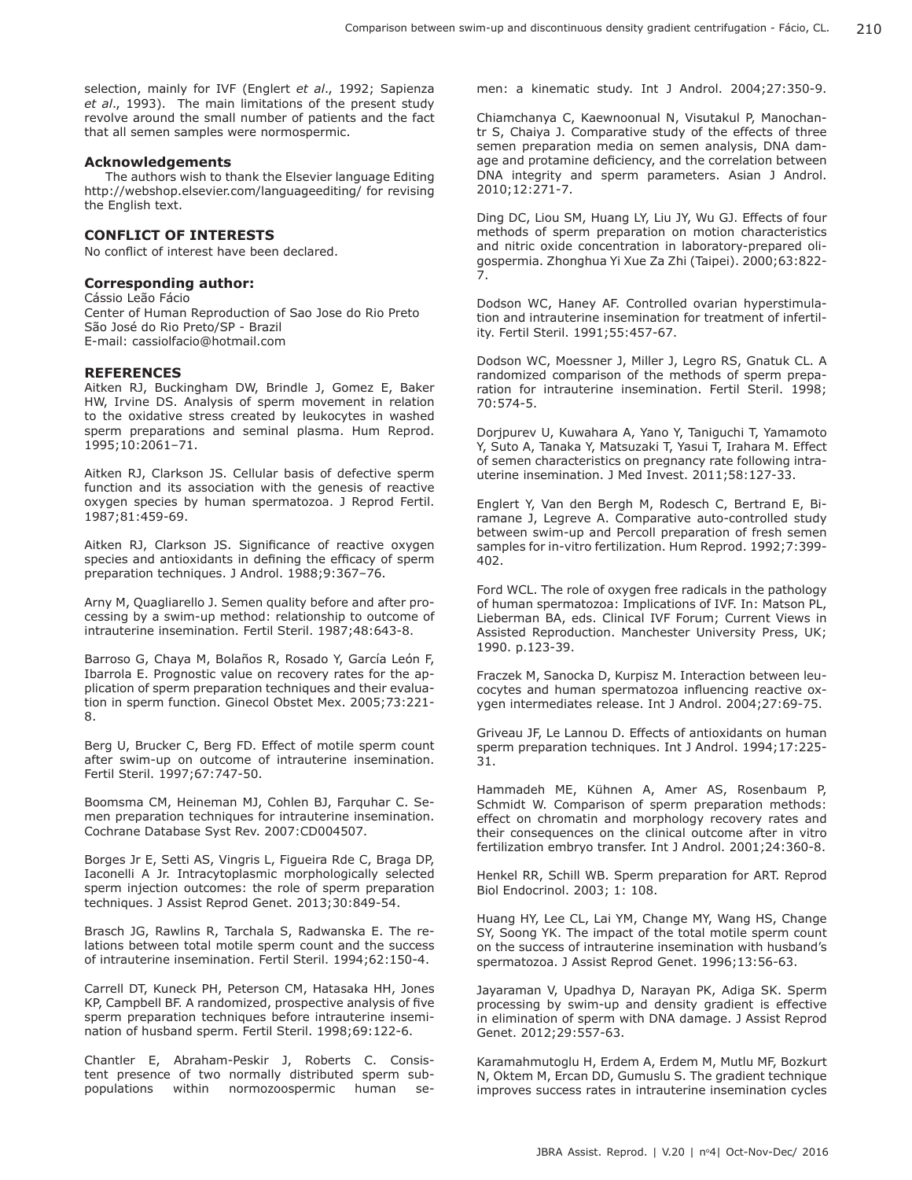selection, mainly for IVF (Englert *et al*., 1992; Sapienza *et al*., 1993). The main limitations of the present study revolve around the small number of patients and the fact that all semen samples were normospermic.

### Acknowledgements

The authors wish to thank the Elsevier language Editing http://webshop.elsevier.com/languageediting/ for revising the English text.

### CONFLICT OF INTERESTS

No conflict of interest have been declared.

### Corresponding author:

Cássio Leão Fácio
Center of Human Reproduction of Sao Jose do Rio Preto
São José do Rio Preto/SP - Brazil
E-mail: cassiolfacio@hotmail.com

### REFERENCES

Aitken RJ, Buckingham DW, Brindle J, Gomez E, Baker HW, Irvine DS. Analysis of sperm movement in relation to the oxidative stress created by leukocytes in washed sperm preparations and seminal plasma. Hum Reprod. 1995;10:2061–71.

Aitken RJ, Clarkson JS. Cellular basis of defective sperm function and its association with the genesis of reactive oxygen species by human spermatozoa. J Reprod Fertil. 1987;81:459-69.

Aitken RJ, Clarkson JS. Significance of reactive oxygen species and antioxidants in defining the efficacy of sperm preparation techniques. J Androl. 1988;9:367–76.

Arny M, Quagliarello J. Semen quality before and after processing by a swim-up method: relationship to outcome of intrauterine insemination. Fertil Steril. 1987;48:643-8.

Barroso G, Chaya M, Bolaños R, Rosado Y, García León F, Ibarrola E. Prognostic value on recovery rates for the application of sperm preparation techniques and their evaluation in sperm function. Ginecol Obstet Mex. 2005;73:221-8.

Berg U, Brucker C, Berg FD. Effect of motile sperm count after swim-up on outcome of intrauterine insemination. Fertil Steril. 1997;67:747-50.

Boomsma CM, Heineman MJ, Cohlen BJ, Farquhar C. Semen preparation techniques for intrauterine insemination. Cochrane Database Syst Rev. 2007:CD004507.

Borges Jr E, Setti AS, Vingris L, Figueira Rde C, Braga DP, Iaconelli A Jr. Intracytoplasmic morphologically selected sperm injection outcomes: the role of sperm preparation techniques. J Assist Reprod Genet. 2013;30:849-54.

Brasch JG, Rawlins R, Tarchala S, Radwanska E. The relations between total motile sperm count and the success of intrauterine insemination. Fertil Steril. 1994;62:150-4.

Carrell DT, Kuneck PH, Peterson CM, Hatasaka HH, Jones KP, Campbell BF. A randomized, prospective analysis of five sperm preparation techniques before intrauterine insemination of husband sperm. Fertil Steril. 1998;69:122-6.

Chantler E, Abraham-Peskir J, Roberts C. Consistent presence of two normally distributed sperm subpopulations within normozoospermic human semen: a kinematic study. Int J Androl. 2004;27:350-9.

Chiamchanya C, Kaewnoonual N, Visutakul P, Manochantr S, Chaiya J. Comparative study of the effects of three semen preparation media on semen analysis, DNA damage and protamine deficiency, and the correlation between DNA integrity and sperm parameters. Asian J Androl. 2010;12:271-7.

Ding DC, Liou SM, Huang LY, Liu JY, Wu GJ. Effects of four methods of sperm preparation on motion characteristics and nitric oxide concentration in laboratory-prepared oligospermia. Zhonghua Yi Xue Za Zhi (Taipei). 2000;63:822-7.

Dodson WC, Haney AF. Controlled ovarian hyperstimulation and intrauterine insemination for treatment of infertility. Fertil Steril. 1991;55:457-67.

Dodson WC, Moessner J, Miller J, Legro RS, Gnatuk CL. A randomized comparison of the methods of sperm preparation for intrauterine insemination. Fertil Steril. 1998; 70:574-5.

Dorjpurev U, Kuwahara A, Yano Y, Taniguchi T, Yamamoto Y, Suto A, Tanaka Y, Matsuzaki T, Yasui T, Irahara M. Effect of semen characteristics on pregnancy rate following intrauterine insemination. J Med Invest. 2011;58:127-33.

Englert Y, Van den Bergh M, Rodesch C, Bertrand E, Biramane J, Legreve A. Comparative auto-controlled study between swim-up and Percoll preparation of fresh semen samples for in-vitro fertilization. Hum Reprod. 1992;7:399-402.

Ford WCL. The role of oxygen free radicals in the pathology of human spermatozoa: Implications of IVF. In: Matson PL, Lieberman BA, eds. Clinical IVF Forum; Current Views in Assisted Reproduction. Manchester University Press, UK; 1990. p.123-39.

Fraczek M, Sanocka D, Kurpisz M. Interaction between leucocytes and human spermatozoa influencing reactive oxygen intermediates release. Int J Androl. 2004;27:69-75.

Griveau JF, Le Lannou D. Effects of antioxidants on human sperm preparation techniques. Int J Androl. 1994;17:225-31.

Hammadeh ME, Kühnen A, Amer AS, Rosenbaum P, Schmidt W. Comparison of sperm preparation methods: effect on chromatin and morphology recovery rates and their consequences on the clinical outcome after in vitro fertilization embryo transfer. Int J Androl. 2001;24:360-8.

Henkel RR, Schill WB. Sperm preparation for ART. Reprod Biol Endocrinol. 2003; 1: 108.

Huang HY, Lee CL, Lai YM, Change MY, Wang HS, Change SY, Soong YK. The impact of the total motile sperm count on the success of intrauterine insemination with husband's spermatozoa. J Assist Reprod Genet. 1996;13:56-63.

Jayaraman V, Upadhya D, Narayan PK, Adiga SK. Sperm processing by swim-up and density gradient is effective in elimination of sperm with DNA damage. J Assist Reprod Genet. 2012;29:557-63.

Karamahmutoglu H, Erdem A, Erdem M, Mutlu MF, Bozkurt N, Oktem M, Ercan DD, Gumuslu S. The gradient technique improves success rates in intrauterine insemination cycles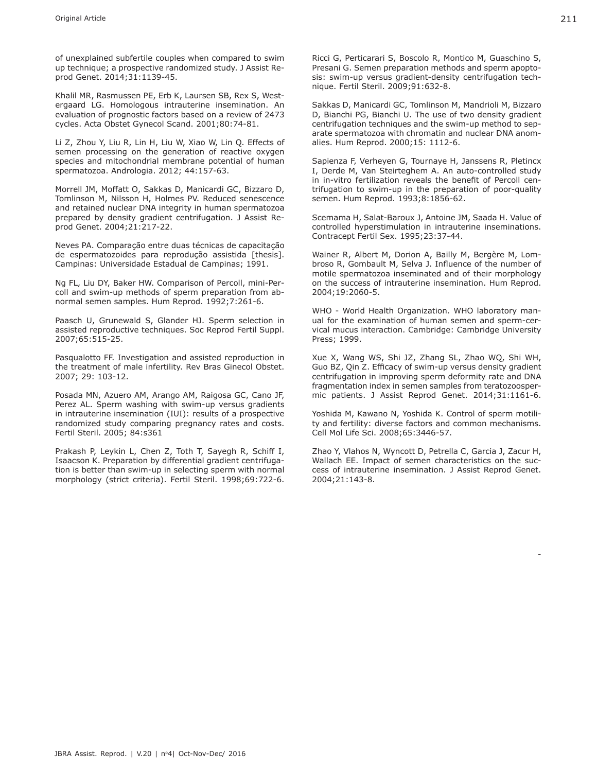of unexplained subfertile couples when compared to swim up technique; a prospective randomized study. J Assist Reprod Genet. 2014;31:1139-45.

Khalil MR, Rasmussen PE, Erb K, Laursen SB, Rex S, Westergaard LG. Homologous intrauterine insemination. An evaluation of prognostic factors based on a review of 2473 cycles. Acta Obstet Gynecol Scand. 2001;80:74-81.

Li Z, Zhou Y, Liu R, Lin H, Liu W, Xiao W, Lin Q. Effects of semen processing on the generation of reactive oxygen species and mitochondrial membrane potential of human spermatozoa. Andrologia. 2012; 44:157-63.

Morrell JM, Moffatt O, Sakkas D, Manicardi GC, Bizzaro D, Tomlinson M, Nilsson H, Holmes PV. Reduced senescence and retained nuclear DNA integrity in human spermatozoa prepared by density gradient centrifugation. J Assist Reprod Genet. 2004;21:217-22.

Neves PA. Comparação entre duas técnicas de capacitação de espermatozoides para reprodução assistida [thesis]. Campinas: Universidade Estadual de Campinas; 1991.

Ng FL, Liu DY, Baker HW. Comparison of Percoll, mini-Percoll and swim-up methods of sperm preparation from abnormal semen samples. Hum Reprod. 1992;7:261-6.

Paasch U, Grunewald S, Glander HJ. Sperm selection in assisted reproductive techniques. Soc Reprod Fertil Suppl. 2007;65:515-25.

Pasqualotto FF. Investigation and assisted reproduction in the treatment of male infertility. Rev Bras Ginecol Obstet. 2007; 29: 103-12.

Posada MN, Azuero AM, Arango AM, Raigosa GC, Cano JF, Perez AL. Sperm washing with swim-up versus gradients in intrauterine insemination (IUI): results of a prospective randomized study comparing pregnancy rates and costs. Fertil Steril. 2005; 84:s361

Prakash P, Leykin L, Chen Z, Toth T, Sayegh R, Schiff I, Isaacson K. Preparation by differential gradient centrifugation is better than swim-up in selecting sperm with normal morphology (strict criteria). Fertil Steril. 1998;69:722-6.

Ricci G, Perticarari S, Boscolo R, Montico M, Guaschino S, Presani G. Semen preparation methods and sperm apoptosis: swim-up versus gradient-density centrifugation technique. Fertil Steril. 2009;91:632-8.

Sakkas D, Manicardi GC, Tomlinson M, Mandrioli M, Bizzaro D, Bianchi PG, Bianchi U. The use of two density gradient centrifugation techniques and the swim-up method to separate spermatozoa with chromatin and nuclear DNA anomalies. Hum Reprod. 2000;15: 1112-6.

Sapienza F, Verheyen G, Tournaye H, Janssens R, Pletincx I, Derde M, Van Steirteghem A. An auto-controlled study in in-vitro fertilization reveals the benefit of Percoll centrifugation to swim-up in the preparation of poor-quality semen. Hum Reprod. 1993;8:1856-62.

Scemama H, Salat-Baroux J, Antoine JM, Saada H. Value of controlled hyperstimulation in intrauterine inseminations. Contracept Fertil Sex. 1995;23:37-44.

Wainer R, Albert M, Dorion A, Bailly M, Bergère M, Lombroso R, Gombault M, Selva J. Influence of the number of motile spermatozoa inseminated and of their morphology on the success of intrauterine insemination. Hum Reprod. 2004;19:2060-5.

WHO - World Health Organization. WHO laboratory manual for the examination of human semen and sperm-cervical mucus interaction. Cambridge: Cambridge University Press; 1999.

Xue X, Wang WS, Shi JZ, Zhang SL, Zhao WQ, Shi WH, Guo BZ, Qin Z. Efficacy of swim-up versus density gradient centrifugation in improving sperm deformity rate and DNA fragmentation index in semen samples from teratozoospermic patients. J Assist Reprod Genet. 2014;31:1161-6.

Yoshida M, Kawano N, Yoshida K. Control of sperm motility and fertility: diverse factors and common mechanisms. Cell Mol Life Sci. 2008;65:3446-57.

Zhao Y, Vlahos N, Wyncott D, Petrella C, Garcia J, Zacur H, Wallach EE. Impact of semen characteristics on the success of intrauterine insemination. J Assist Reprod Genet. 2004;21:143-8.